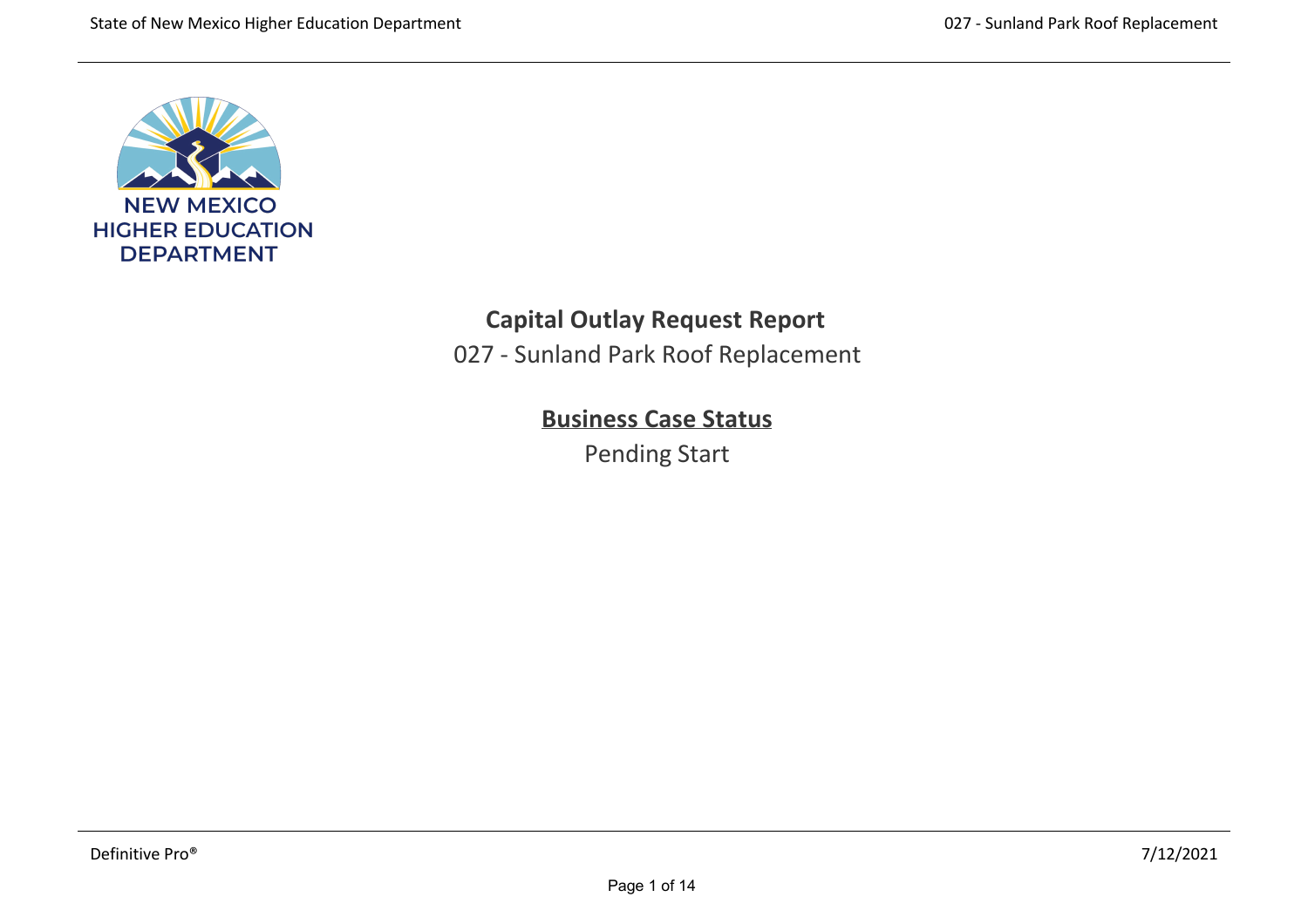NEW MEXICO
HIGHER EDUCATION
DEPARTMENT

# Capital Outlay Request Report

027 - Sunland Park Roof Replacement

## Business Case Status

Pending Start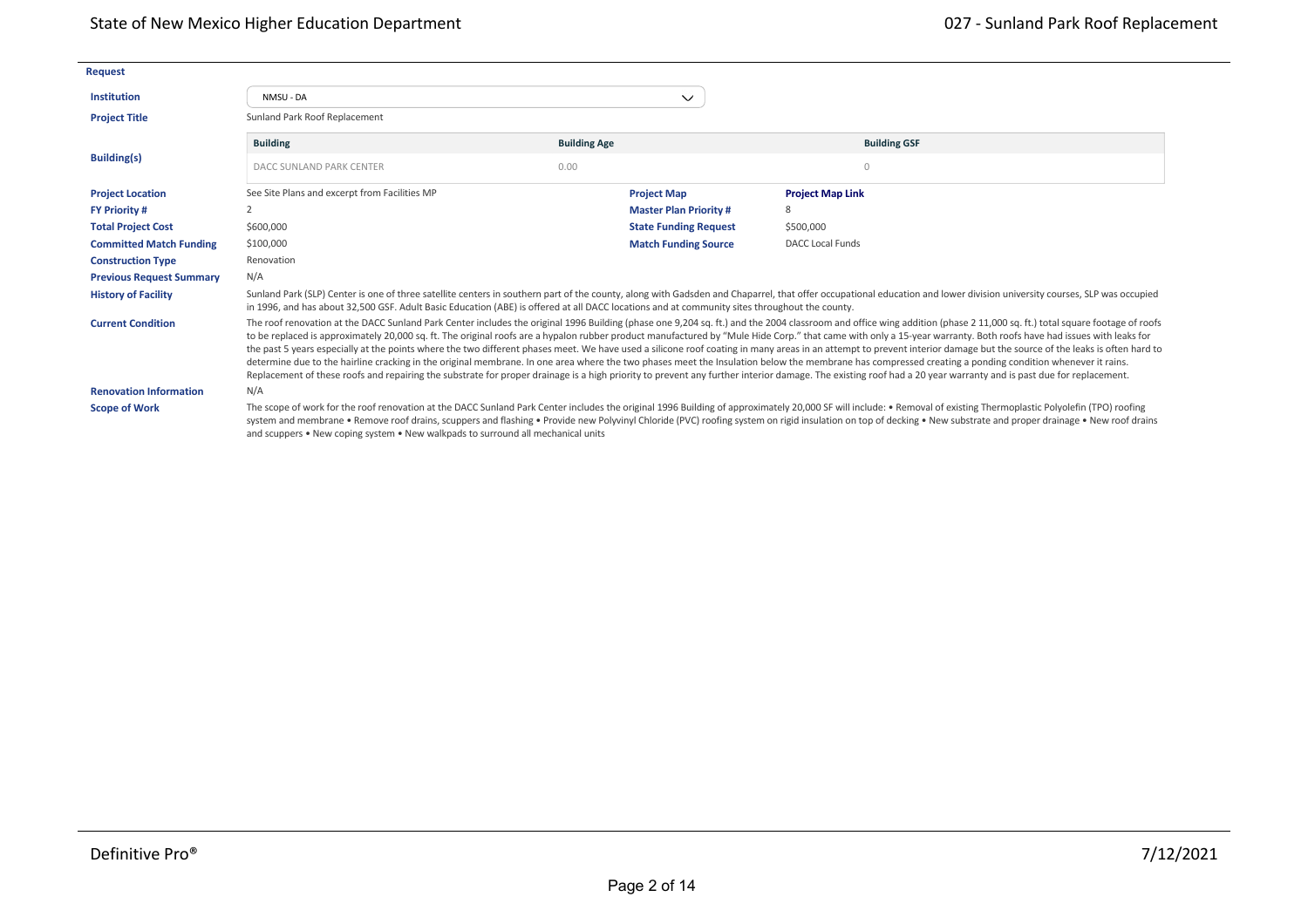## Request

**Institution**: NMSU - DA

**Project Title**: Sunland Park Roof Replacement

**Building(s)**:

| Building | Building Age | Building GSF |
|---|---|---|
| DACC SUNLAND PARK CENTER | 0.00 | 0 |

**Project Location**: See Site Plans and excerpt from Facilities MP

**Project Map**: **Project Map Link**

**FY Priority #**: 2

**Master Plan Priority #**: 8

**Total Project Cost**: $600,000

**State Funding Request**: $500,000

**Committed Match Funding**: $100,000

**Match Funding Source**: DACC Local Funds

**Construction Type**: Renovation

**Previous Request Summary**: N/A

**History of Facility**: Sunland Park (SLP) Center is one of three satellite centers in southern part of the county, along with Gadsden and Chaparrel, that offer occupational education and lower division university courses, SLP was occupied in 1996, and has about 32,500 GSF. Adult Basic Education (ABE) is offered at all DACC locations and at community sites throughout the county.

**Current Condition**: The roof renovation at the DACC Sunland Park Center includes the original 1996 Building (phase one 9,204 sq. ft.) and the 2004 classroom and office wing addition (phase 2 11,000 sq. ft.) total square footage of roofs to be replaced is approximately 20,000 sq. ft. The original roofs are a hypalon rubber product manufactured by "Mule Hide Corp." that came with only a 15-year warranty. Both roofs have had issues with leaks for the past 5 years especially at the points where the two different phases meet. We have used a silicone roof coating in many areas in an attempt to prevent interior damage but the source of the leaks is often hard to determine due to the hairline cracking in the original membrane. In one area where the two phases meet the Insulation below the membrane has compressed creating a ponding condition whenever it rains. Replacement of these roofs and repairing the substrate for proper drainage is a high priority to prevent any further interior damage. The existing roof had a 20 year warranty and is past due for replacement.

**Renovation Information**: N/A

**Scope of Work**: The scope of work for the roof renovation at the DACC Sunland Park Center includes the original 1996 Building of approximately 20,000 SF will include: • Removal of existing Thermoplastic Polyolefin (TPO) roofing system and membrane • Remove roof drains, scuppers and flashing • Provide new Polyvinyl Chloride (PVC) roofing system on rigid insulation on top of decking • New substrate and proper drainage • New roof drains and scuppers • New coping system • New walkpads to surround all mechanical units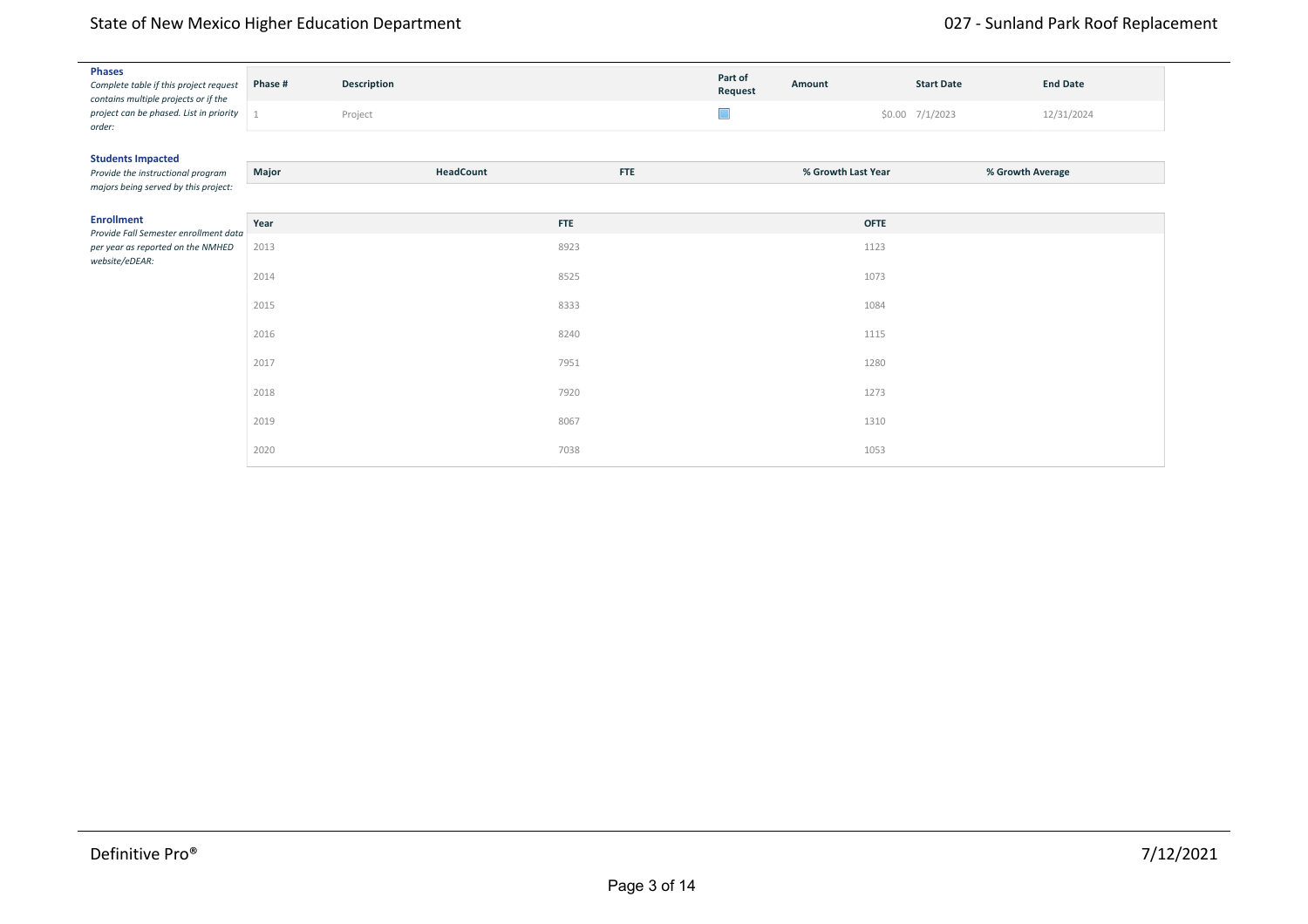**Phases**
*Complete table if this project request contains multiple projects or if the project can be phased. List in priority order:*

| Phase # | Description | Part of Request | Amount | Start Date | End Date |
|---|---|---|---|---|---|
| 1 | Project | ☐ | $0.00 | 7/1/2023 | 12/31/2024 |

**Students Impacted**
*Provide the instructional program majors being served by this project:*

| Major | HeadCount | FTE | % Growth Last Year | % Growth Average |
|---|---|---|---|---|

**Enrollment**
*Provide Fall Semester enrollment data per year as reported on the NMHED website/eDEAR:*

| Year | FTE | OFTE |
|---|---|---|
| 2013 | 8923 | 1123 |
| 2014 | 8525 | 1073 |
| 2015 | 8333 | 1084 |
| 2016 | 8240 | 1115 |
| 2017 | 7951 | 1280 |
| 2018 | 7920 | 1273 |
| 2019 | 8067 | 1310 |
| 2020 | 7038 | 1053 |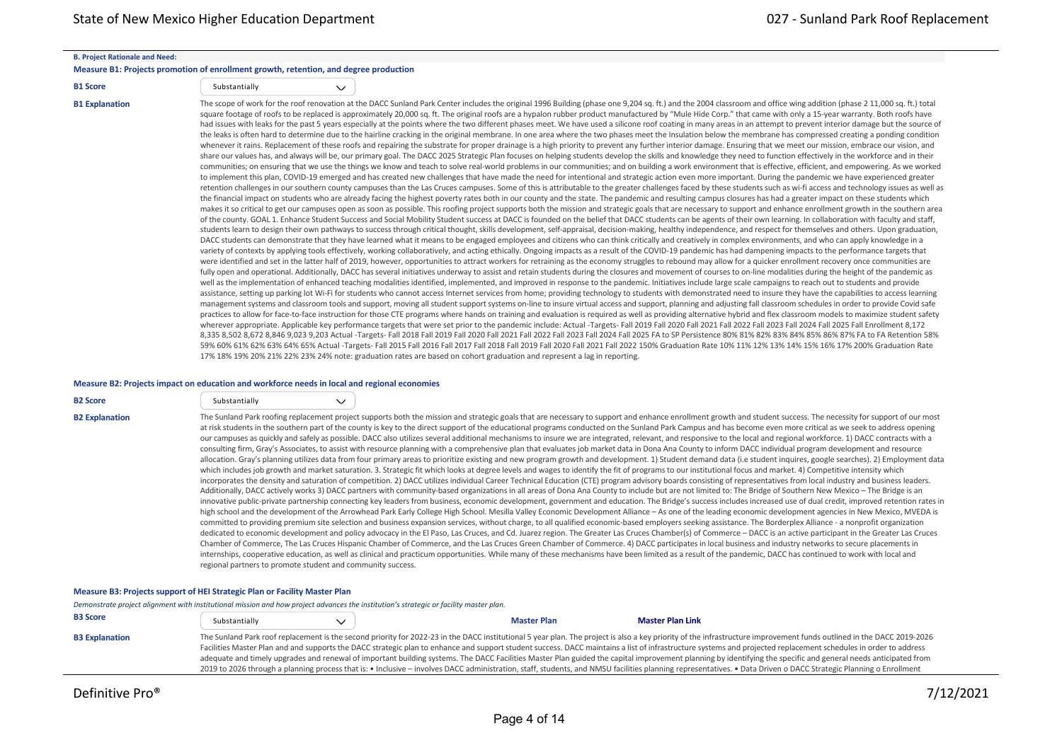### B. Project Rationale and Need:

#### Measure B1: Projects promotion of enrollment growth, retention, and degree production

**B1 Score**: Substantially

**B1 Explanation**

The scope of work for the roof renovation at the DACC Sunland Park Center includes the original 1996 Building (phase one 9,204 sq. ft.) and the 2004 classroom and office wing addition (phase 2 11,000 sq. ft.) total square footage of roofs to be replaced is approximately 20,000 sq. ft. The original roofs are a hypalon rubber product manufactured by "Mule Hide Corp." that came with only a 15-year warranty. Both roofs have had issues with leaks for the past 5 years especially at the points where the two different phases meet. We have used a silicone roof coating in many areas in an attempt to prevent interior damage but the source of the leaks is often hard to determine due to the hairline cracking in the original membrane. In one area where the two phases meet the Insulation below the membrane has compressed creating a ponding condition whenever it rains. Replacement of these roofs and repairing the substrate for proper drainage is a high priority to prevent any further interior damage. Ensuring that we meet our mission, embrace our vision, and share our values has, and always will be, our primary goal. The DACC 2025 Strategic Plan focuses on helping students develop the skills and knowledge they need to function effectively in the workforce and in their communities; on ensuring that we use the things we know and teach to solve real-world problems in our communities; and on building a work environment that is effective, efficient, and empowering. As we worked to implement this plan, COVID-19 emerged and has created new challenges that have made the need for intentional and strategic action even more important. During the pandemic we have experienced greater retention challenges in our southern county campuses than the Las Cruces campuses. Some of this is attributable to the greater challenges faced by these students such as wi-fi access and technology issues as well as the financial impact on students who are already facing the highest poverty rates both in our county and the state. The pandemic and resulting campus closures has had a greater impact on these students which makes it so critical to get our campuses open as soon as possible. This roofing project supports both the mission and strategic goals that are necessary to support and enhance enrollment growth in the southern area of the county. GOAL 1. Enhance Student Success and Social Mobility Student success at DACC is founded on the belief that DACC students can be agents of their own learning. In collaboration with faculty and staff, students learn to design their own pathways to success through critical thought, skills development, self-appraisal, decision-making, healthy independence, and respect for themselves and others. Upon graduation, DACC students can demonstrate that they have learned what it means to be engaged employees and citizens who can think critically and creatively in complex environments, and who can apply knowledge in a variety of contexts by applying tools effectively, working collaboratively, and acting ethically. Ongoing impacts as a result of the COVID-19 pandemic has had dampening impacts to the performance targets that were identified and set in the latter half of 2019, however, opportunities to attract workers for retraining as the economy struggles to rebound may allow for a quicker enrollment recovery once communities are fully open and operational. Additionally, DACC has several initiatives underway to assist and retain students during the closures and movement of courses to on-line modalities during the height of the pandemic as well as the implementation of enhanced teaching modalities identified, implemented, and improved in response to the pandemic. Initiatives include large scale campaigns to reach out to students and provide assistance, setting up parking lot Wi-Fi for students who cannot access Internet services from home; providing technology to students with demonstrated need to insure they have the capabilities to access learning management systems and classroom tools and support, moving all student support systems on-line to insure virtual access and support, planning and adjusting fall classroom schedules in order to provide Covid safe practices to allow for face-to-face instruction for those CTE programs where hands on training and evaluation is required as well as providing alternative hybrid and flex classroom models to maximize student safety wherever appropriate. Applicable key performance targets that were set prior to the pandemic include: Actual -Targets- Fall 2019 Fall 2020 Fall 2021 Fall 2022 Fall 2023 Fall 2024 Fall 2025 Fall Enrollment 8,172 8,335 8,502 8,672 8,846 9,023 9,203 Actual -Targets- Fall 2018 Fall 2019 Fall 2020 Fall 2021 Fall 2022 Fall 2023 Fall 2024 Fall 2025 FA to SP Persistence 80% 81% 82% 83% 84% 85% 86% 87% FA to FA Retention 58% 59% 60% 61% 62% 63% 64% 65% Actual -Targets- Fall 2015 Fall 2016 Fall 2017 Fall 2018 Fall 2019 Fall 2020 Fall 2021 Fall 2022 150% Graduation Rate 10% 11% 12% 13% 14% 15% 16% 17% 200% Graduation Rate 17% 18% 19% 20% 21% 22% 23% 24% note: graduation rates are based on cohort graduation and represent a lag in reporting.

#### Measure B2: Projects impact on education and workforce needs in local and regional economies

**B2 Score**: Substantially

**B2 Explanation**

The Sunland Park roofing replacement project supports both the mission and strategic goals that are necessary to support and enhance enrollment growth and student success. The necessity for support of our most at risk students in the southern part of the county is key to the direct support of the educational programs conducted on the Sunland Park Campus and has become even more critical as we seek to address opening our campuses as quickly and safely as possible. DACC also utilizes several additional mechanisms to insure we are integrated, relevant, and responsive to the local and regional workforce. 1) DACC contracts with a consulting firm, Gray's Associates, to assist with resource planning with a comprehensive plan that evaluates job market data in Dona Ana County to inform DACC individual program development and resource allocation. Gray's planning utilizes data from four primary areas to prioritize existing and new program growth and development. 1) Student demand data (i.e student inquires, google searches). 2) Employment data which includes job growth and market saturation. 3. Strategic fit which looks at degree levels and wages to identify the fit of programs to our institutional focus and market. 4) Competitive intensity which incorporates the density and saturation of competition. 2) DACC utilizes individual Career Technical Education (CTE) program advisory boards consisting of representatives from local industry and business leaders. Additionally, DACC actively works 3) DACC partners with community-based organizations in all areas of Dona Ana County to include but are not limited to: The Bridge of Southern New Mexico – The Bridge is an innovative public-private partnership connecting key leaders from business, economic development, government and education. The Bridge's success includes increased use of dual credit, improved retention rates in high school and the development of the Arrowhead Park Early College High School. Mesilla Valley Economic Development Alliance – As one of the leading economic development agencies in New Mexico, MVEDA is committed to providing premium site selection and business expansion services, without charge, to all qualified economic-based employers seeking assistance. The Borderplex Alliance - a nonprofit organization dedicated to economic development and policy advocacy in the El Paso, Las Cruces, and Cd. Juarez region. The Greater Las Cruces Chamber(s) of Commerce – DACC is an active participant in the Greater Las Cruces Chamber of Commerce, The Las Cruces Hispanic Chamber of Commerce, and the Las Cruces Green Chamber of Commerce. 4) DACC participates in local business and industry networks to secure placements in internships, cooperative education, as well as clinical and practicum opportunities. While many of these mechanisms have been limited as a result of the pandemic, DACC has continued to work with local and regional partners to promote student and community success.

#### Measure B3: Projects support of HEI Strategic Plan or Facility Master Plan

*Demonstrate project alignment with institutional mission and how project advances the institution's strategic or facility master plan.*

**B3 Score**: Substantially

**Master Plan** | **Master Plan Link**

**B3 Explanation**

The Sunland Park roof replacement is the second priority for 2022-23 in the DACC institutional 5 year plan. The project is also a key priority of the infrastructure improvement funds outlined in the DACC 2019-2026 Facilities Master Plan and and supports the DACC strategic plan to enhance and support student success. DACC maintains a list of infrastructure systems and projected replacement schedules in order to address adequate and timely upgrades and renewal of important building systems. The DACC Facilities Master Plan guided the capital improvement planning by identifying the specific and general needs anticipated from 2019 to 2026 through a planning process that is: • Inclusive – involves DACC administration, staff, students, and NMSU facilities planning representatives. • Data Driven o DACC Strategic Planning o Enrollment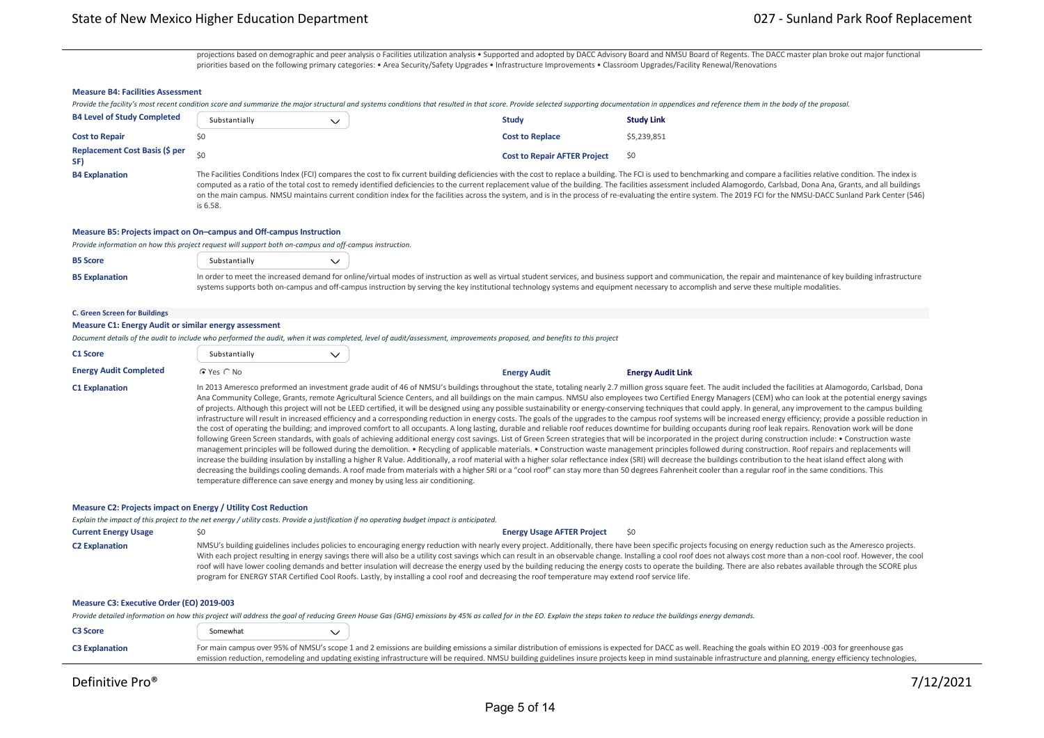projections based on demographic and peer analysis o Facilities utilization analysis • Supported and adopted by DACC Advisory Board and NMSU Board of Regents. The DACC master plan broke out major functional priorities based on the following primary categories: • Area Security/Safety Upgrades • Infrastructure Improvements • Classroom Upgrades/Facility Renewal/Renovations

**Measure B4: Facilities Assessment**

*Provide the facility's most recent condition score and summarize the major structural and systems conditions that resulted in that score. Provide selected supporting documentation in appendices and reference them in the body of the proposal.*

| | | | |
|---|---|---|---|
| **B4 Level of Study Completed** | Substantially | **Study** | **Study Link** |
| **Cost to Repair** | $0 | **Cost to Replace** | $5,239,851 |
| **Replacement Cost Basis ($ per SF)** | $0 | **Cost to Repair AFTER Project** | $0 |

**B4 Explanation**

The Facilities Conditions Index (FCI) compares the cost to fix current building deficiencies with the cost to replace a building. The FCI is used to benchmarking and compare a facilities relative condition. The index is computed as a ratio of the total cost to remedy identified deficiencies to the current replacement value of the building. The facilities assessment included Alamogordo, Carlsbad, Dona Ana, Grants, and all buildings on the main campus. NMSU maintains current condition index for the facilities across the system, and is in the process of re-evaluating the entire system. The 2019 FCI for the NMSU-DACC Sunland Park Center (546) is 6.58.

**Measure B5: Projects impact on On–campus and Off-campus Instruction**

*Provide information on how this project request will support both on-campus and off-campus instruction.*

**B5 Score**: Substantially

**B5 Explanation**

In order to meet the increased demand for online/virtual modes of instruction as well as virtual student services, and business support and communication, the repair and maintenance of key building infrastructure systems supports both on-campus and off-campus instruction by serving the key institutional technology systems and equipment necessary to accomplish and serve these multiple modalities.

**C. Green Screen for Buildings**

**Measure C1: Energy Audit or similar energy assessment**

*Document details of the audit to include who performed the audit, when it was completed, level of audit/assessment, improvements proposed, and benefits to this project*

| | | | |
|---|---|---|---|
| **C1 Score** | Substantially | | |
| **Energy Audit Completed** | ◉ Yes ○ No | **Energy Audit** | **Energy Audit Link** |

**C1 Explanation**

In 2013 Ameresco preformed an investment grade audit of 46 of NMSU's buildings throughout the state, totaling nearly 2.7 million gross square feet. The audit included the facilities at Alamogordo, Carlsbad, Dona Ana Community College, Grants, remote Agricultural Science Centers, and all buildings on the main campus. NMSU also employees two Certified Energy Managers (CEM) who can look at the potential energy savings of projects. Although this project will not be LEED certified, it will be designed using any possible sustainability or energy-conserving techniques that could apply. In general, any improvement to the campus building infrastructure will result in increased efficiency and a corresponding reduction in energy costs. The goals of the upgrades to the campus roof systems will be increased energy efficiency; provide a possible reduction in the cost of operating the building; and improved comfort to all occupants. A long lasting, durable and reliable roof reduces downtime for building occupants during roof leak repairs. Renovation work will be done following Green Screen standards, with goals of achieving additional energy cost savings. List of Green Screen strategies that will be incorporated in the project during construction include: • Construction waste management principles will be followed during the demolition. • Recycling of applicable materials. • Construction waste management principles followed during construction. Roof repairs and replacements will increase the building insulation by installing a higher R Value. Additionally, a roof material with a higher solar reflectance index (SRI) will decrease the buildings contribution to the heat island effect along with decreasing the buildings cooling demands. A roof made from materials with a higher SRI or a "cool roof" can stay more than 50 degrees Fahrenheit cooler than a regular roof in the same conditions. This temperature difference can save energy and money by using less air conditioning.

**Measure C2: Projects impact on Energy / Utility Cost Reduction**

*Explain the impact of this project to the net energy / utility costs. Provide a justification if no operating budget impact is anticipated.*

| | | | |
|---|---|---|---|
| **Current Energy Usage** | $0 | **Energy Usage AFTER Project** | $0 |

**C2 Explanation**

NMSU's building guidelines includes policies to encouraging energy reduction with nearly every project. Additionally, there have been specific projects focusing on energy reduction such as the Ameresco projects. With each project resulting in energy savings there will also be a utility cost savings which can result in an observable change. Installing a cool roof does not always cost more than a non-cool roof. However, the cool roof will have lower cooling demands and better insulation will decrease the energy used by the building reducing the energy costs to operate the building. There are also rebates available through the SCORE plus program for ENERGY STAR Certified Cool Roofs. Lastly, by installing a cool roof and decreasing the roof temperature may extend roof service life.

**Measure C3: Executive Order (EO) 2019-003**

*Provide detailed information on how this project will address the goal of reducing Green House Gas (GHG) emissions by 45% as called for in the EO. Explain the steps taken to reduce the buildings energy demands.*

**C3 Score**: Somewhat

**C3 Explanation**

For main campus over 95% of NMSU's scope 1 and 2 emissions are building emissions a similar distribution of emissions is expected for DACC as well. Reaching the goals within EO 2019 -003 for greenhouse gas emission reduction, remodeling and updating existing infrastructure will be required. NMSU building guidelines insure projects keep in mind sustainable infrastructure and planning, energy efficiency technologies,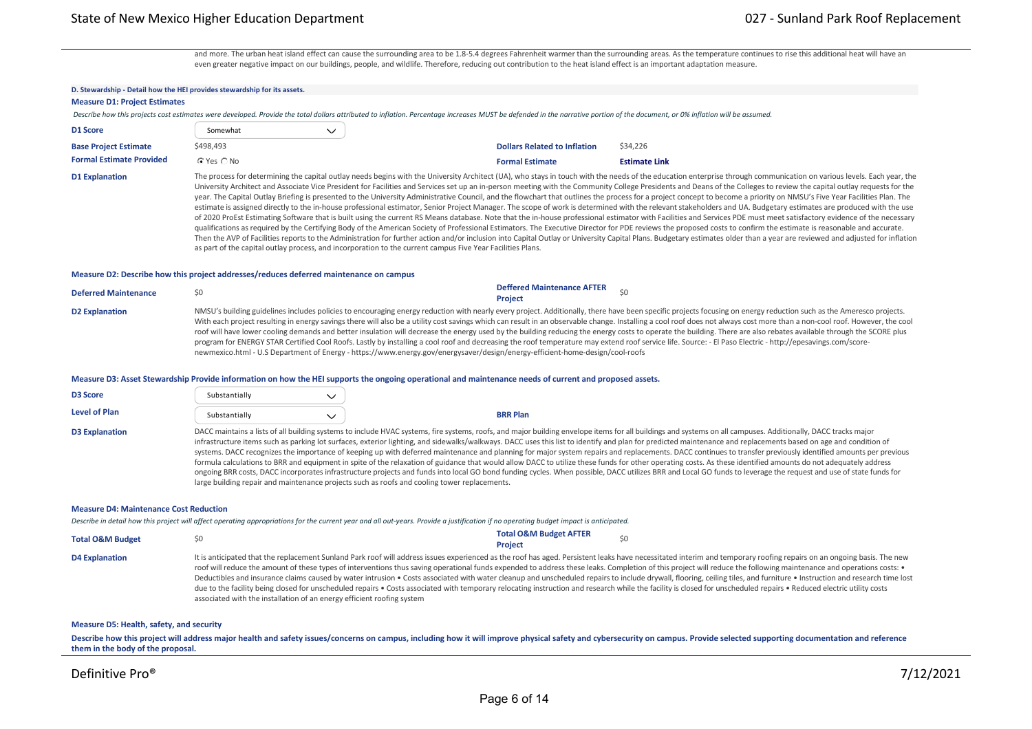and more. The urban heat island effect can cause the surrounding area to be 1.8-5.4 degrees Fahrenheit warmer than the surrounding areas. As the temperature continues to rise this additional heat will have an even greater negative impact on our buildings, people, and wildlife. Therefore, reducing out contribution to the heat island effect is an important adaptation measure.

### D. Stewardship - Detail how the HEI provides stewardship for its assets.

#### Measure D1: Project Estimates

*Describe how this projects cost estimates were developed. Provide the total dollars attributed to inflation. Percentage increases MUST be defended in the narrative portion of the document, or 0% inflation will be assumed.*

**D1 Score:** Somewhat

| | | | |
|---|---|---|---|
| **Base Project Estimate** | $498,493 | **Dollars Related to Inflation** | $34,226 |
| **Formal Estimate Provided** | ◉ Yes ○ No | **Formal Estimate** | **Estimate Link** |

**D1 Explanation:** The process for determining the capital outlay needs begins with the University Architect (UA), who stays in touch with the needs of the education enterprise through communication on various levels. Each year, the University Architect and Associate Vice President for Facilities and Services set up an in-person meeting with the Community College Presidents and Deans of the Colleges to review the capital outlay requests for the year. The Capital Outlay Briefing is presented to the University Administrative Council, and the flowchart that outlines the process for a project concept to become a priority on NMSU's Five Year Facilities Plan. The estimate is assigned directly to the in-house professional estimator, Senior Project Manager. The scope of work is determined with the relevant stakeholders and UA. Budgetary estimates are produced with the use of 2020 ProEst Estimating Software that is built using the current RS Means database. Note that the in-house professional estimator with Facilities and Services PDE must meet satisfactory evidence of the necessary qualifications as required by the Certifying Body of the American Society of Professional Estimators. The Executive Director for PDE reviews the proposed costs to confirm the estimate is reasonable and accurate. Then the AVP of Facilities reports to the Administration for further action and/or inclusion into Capital Outlay or University Capital Plans. Budgetary estimates older than a year are reviewed and adjusted for inflation as part of the capital outlay process, and incorporation to the current campus Five Year Facilities Plans.

#### Measure D2: Describe how this project addresses/reduces deferred maintenance on campus

| | | | |
|---|---|---|---|
| **Deferred Maintenance** | $0 | **Deffered Maintenance AFTER Project** | $0 |

**D2 Explanation:** NMSU's building guidelines includes policies to encouraging energy reduction with nearly every project. Additionally, there have been specific projects focusing on energy reduction such as the Ameresco projects. With each project resulting in energy savings there will also be a utility cost savings which can result in an observable change. Installing a cool roof does not always cost more than a non-cool roof. However, the cool roof will have lower cooling demands and better insulation will decrease the energy used by the building reducing the energy costs to operate the building. There are also rebates available through the SCORE plus program for ENERGY STAR Certified Cool Roofs. Lastly by installing a cool roof and decreasing the roof temperature may extend roof service life. Source: - El Paso Electric - http://epesavings.com/score-newmexico.html - U.S Department of Energy - https://www.energy.gov/energysaver/design/energy-efficient-home-design/cool-roofs

#### Measure D3: Asset Stewardship Provide information on how the HEI supports the ongoing operational and maintenance needs of current and proposed assets.

**D3 Score:** Substantially

**Level of Plan:** Substantially — **BRR Plan**

**D3 Explanation:** DACC maintains a lists of all building systems to include HVAC systems, fire systems, roofs, and major building envelope items for all buildings and systems on all campuses. Additionally, DACC tracks major infrastructure items such as parking lot surfaces, exterior lighting, and sidewalks/walkways. DACC uses this list to identify and plan for predicted maintenance and replacements based on age and condition of systems. DACC recognizes the importance of keeping up with deferred maintenance and planning for major system repairs and replacements. DACC continues to transfer previously identified amounts per previous formula calculations to BRR and equipment in spite of the relaxation of guidance that would allow DACC to utilize these funds for other operating costs. As these identified amounts do not adequately address ongoing BRR costs, DACC incorporates infrastructure projects and funds into local GO bond funding cycles. When possible, DACC utilizes BRR and Local GO funds to leverage the request and use of state funds for large building repair and maintenance projects such as roofs and cooling tower replacements.

#### Measure D4: Maintenance Cost Reduction

*Describe in detail how this project will affect operating appropriations for the current year and all out-years. Provide a justification if no operating budget impact is anticipated.*

| | | | |
|---|---|---|---|
| **Total O&M Budget** | $0 | **Total O&M Budget AFTER Project** | $0 |

**D4 Explanation:** It is anticipated that the replacement Sunland Park roof will address issues experienced as the roof has aged. Persistent leaks have necessitated interim and temporary roofing repairs on an ongoing basis. The new roof will reduce the amount of these types of interventions thus saving operational funds expended to address these leaks. Completion of this project will reduce the following maintenance and operations costs: • Deductibles and insurance claims caused by water intrusion • Costs associated with water cleanup and unscheduled repairs to include drywall, flooring, ceiling tiles, and furniture • Instruction and research time lost due to the facility being closed for unscheduled repairs • Costs associated with temporary relocating instruction and research while the facility is closed for unscheduled repairs • Reduced electric utility costs associated with the installation of an energy efficient roofing system

#### Measure D5: Health, safety, and security

**Describe how this project will address major health and safety issues/concerns on campus, including how it will improve physical safety and cybersecurity on campus. Provide selected supporting documentation and reference them in the body of the proposal.**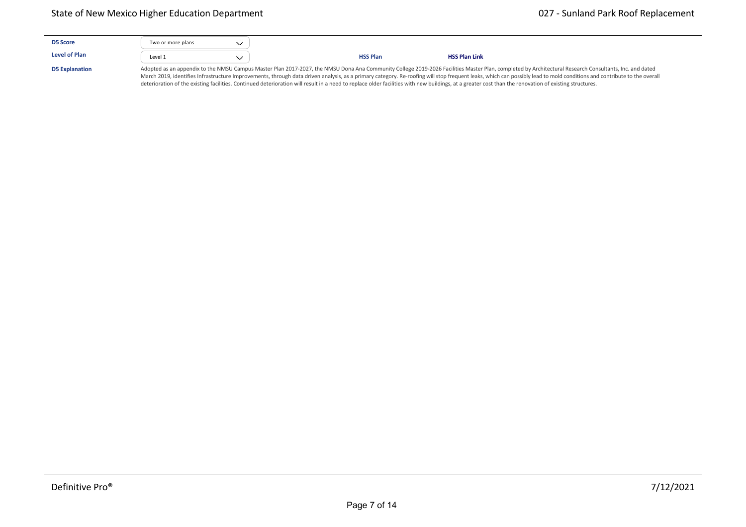**D5 Score** Two or more plans

**Level of Plan** Level 1 **HSS Plan** **HSS Plan Link**

**D5 Explanation** Adopted as an appendix to the NMSU Campus Master Plan 2017-2027, the NMSU Dona Ana Community College 2019-2026 Facilities Master Plan, completed by Architectural Research Consultants, Inc. and dated March 2019, identifies Infrastructure Improvements, through data driven analysis, as a primary category. Re-roofing will stop frequent leaks, which can possibly lead to mold conditions and contribute to the overall deterioration of the existing facilities. Continued deterioration will result in a need to replace older facilities with new buildings, at a greater cost than the renovation of existing structures.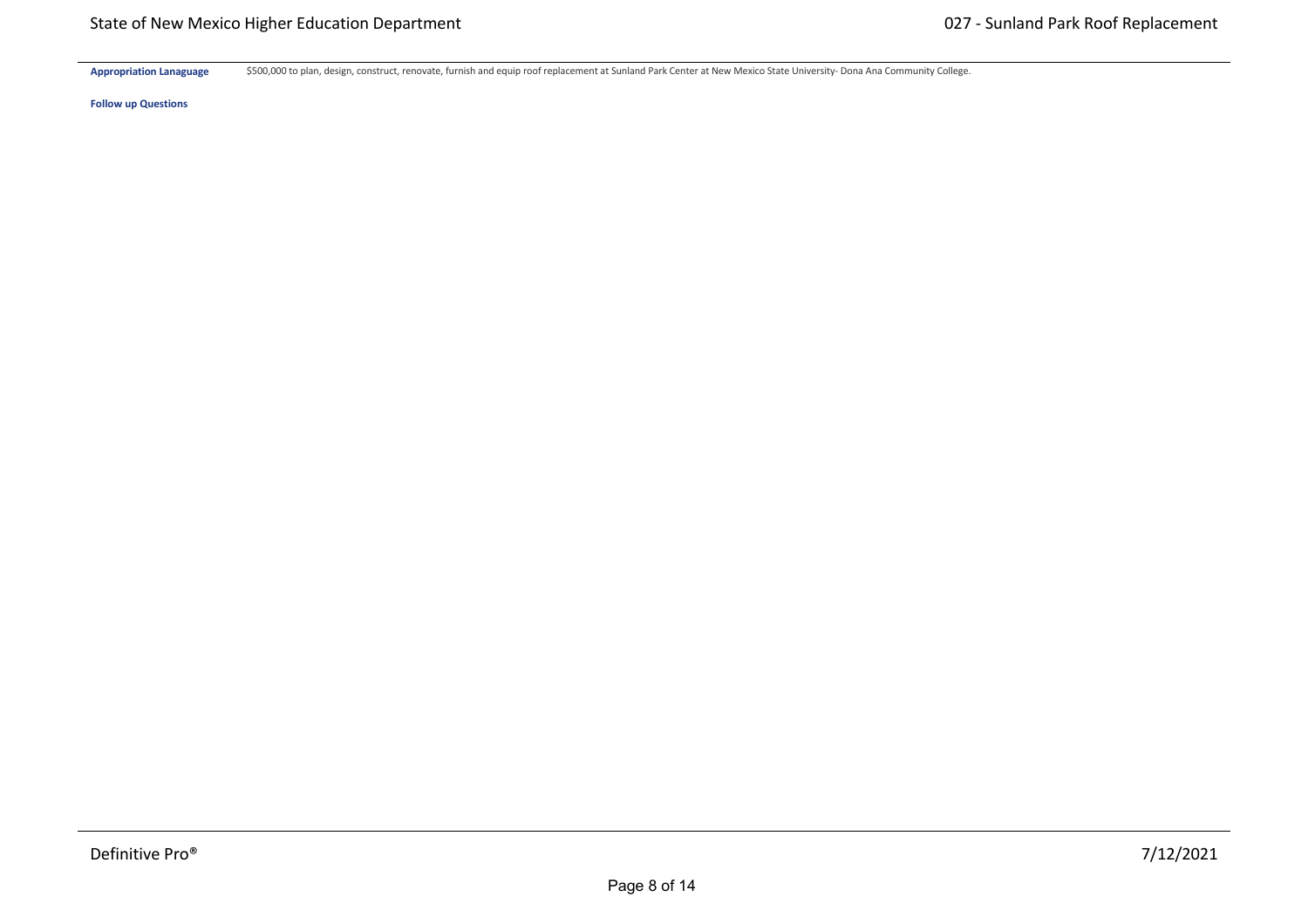**Appropriation Lanaguage** $500,000 to plan, design, construct, renovate, furnish and equip roof replacement at Sunland Park Center at New Mexico State University- Dona Ana Community College.

**Follow up Questions**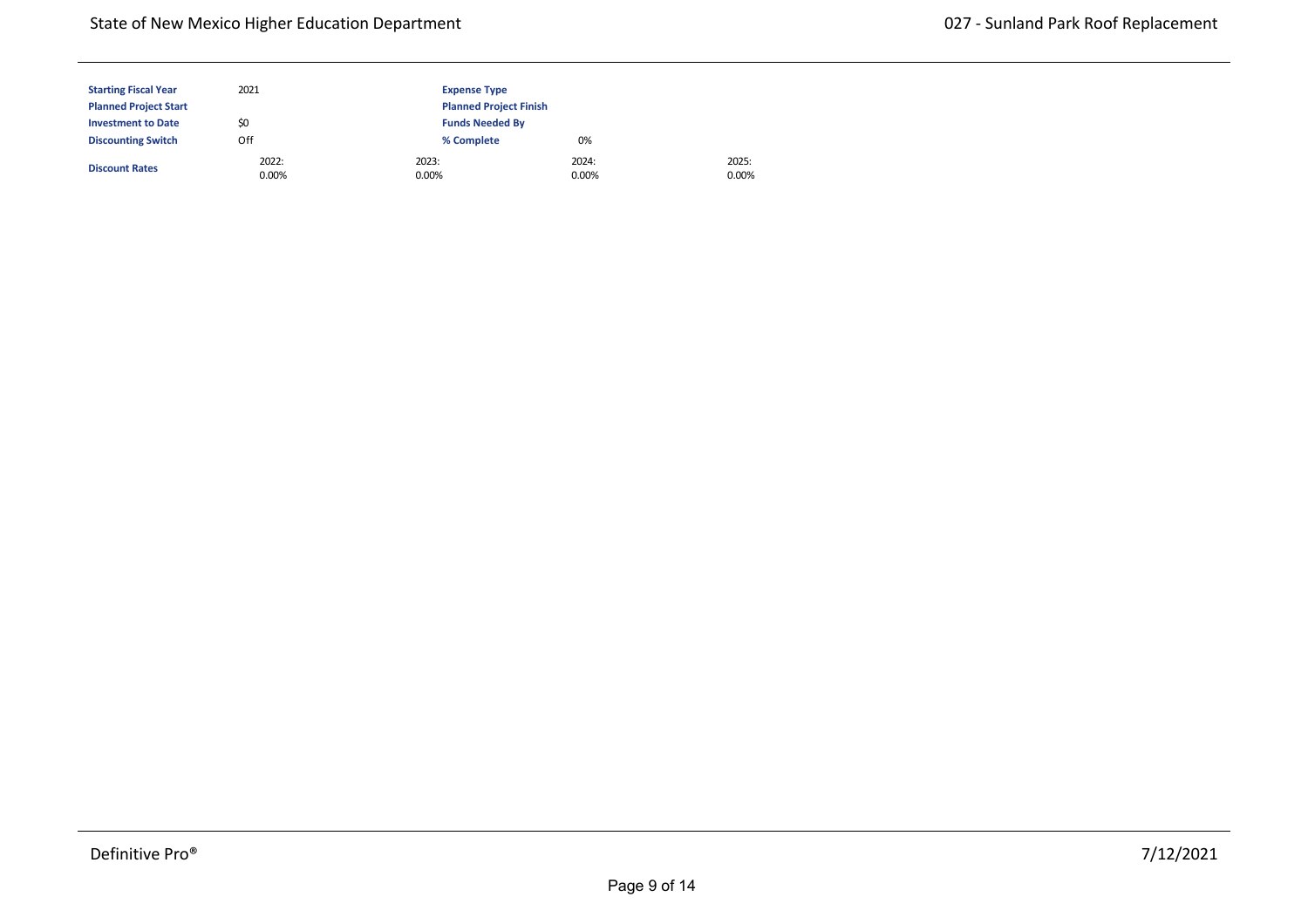| | | | |
|---|---|---|---|
| **Starting Fiscal Year** | 2021 | **Expense Type** | |
| **Planned Project Start** | | **Planned Project Finish** | |
| **Investment to Date** | $0 | **Funds Needed By** | |
| **Discounting Switch** | Off | **% Complete** | 0% |

| **Discount Rates** | 2022: | 2023: | 2024: | 2025: |
|---|---|---|---|---|
| | 0.00% | 0.00% | 0.00% | 0.00% |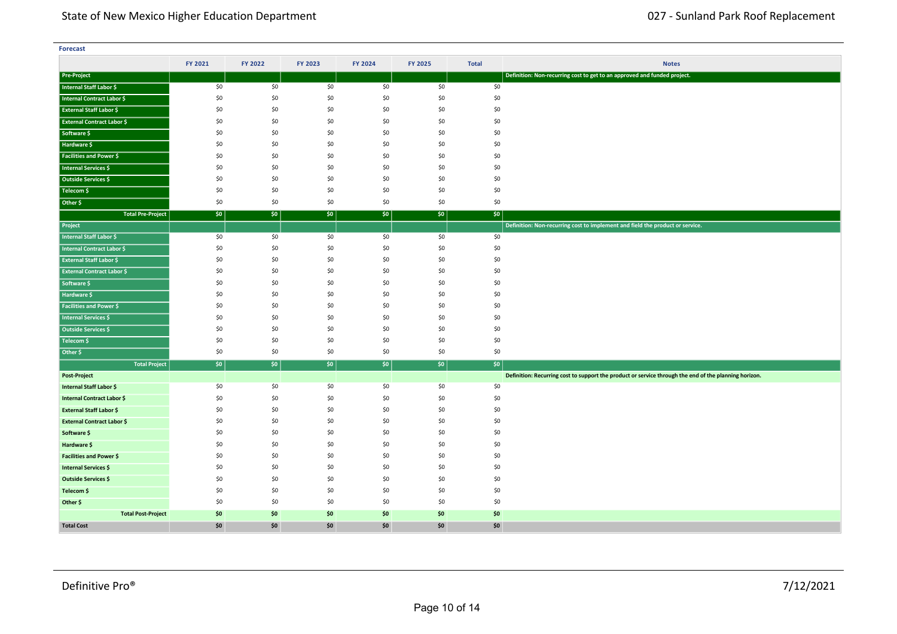**Forecast**

| | FY 2021 | FY 2022 | FY 2023 | FY 2024 | FY 2025 | Total | Notes |
|---|---|---|---|---|---|---|---|
| **Pre-Project** | | | | | | | **Definition: Non-recurring cost to get to an approved and funded project.** |
| **Internal Staff Labor $** | $0 | $0 | $0 | $0 | $0 | $0 | |
| **Internal Contract Labor $** | $0 | $0 | $0 | $0 | $0 | $0 | |
| **External Staff Labor $** | $0 | $0 | $0 | $0 | $0 | $0 | |
| **External Contract Labor $** | $0 | $0 | $0 | $0 | $0 | $0 | |
| **Software $** | $0 | $0 | $0 | $0 | $0 | $0 | |
| **Hardware $** | $0 | $0 | $0 | $0 | $0 | $0 | |
| **Facilities and Power $** | $0 | $0 | $0 | $0 | $0 | $0 | |
| **Internal Services $** | $0 | $0 | $0 | $0 | $0 | $0 | |
| **Outside Services $** | $0 | $0 | $0 | $0 | $0 | $0 | |
| **Telecom $** | $0 | $0 | $0 | $0 | $0 | $0 | |
| **Other $** | $0 | $0 | $0 | $0 | $0 | $0 | |
| **Total Pre-Project** | **$0** | **$0** | **$0** | **$0** | **$0** | **$0** | |
| **Project** | | | | | | | **Definition: Non-recurring cost to implement and field the product or service.** |
| **Internal Staff Labor $** | $0 | $0 | $0 | $0 | $0 | $0 | |
| **Internal Contract Labor $** | $0 | $0 | $0 | $0 | $0 | $0 | |
| **External Staff Labor $** | $0 | $0 | $0 | $0 | $0 | $0 | |
| **External Contract Labor $** | $0 | $0 | $0 | $0 | $0 | $0 | |
| **Software $** | $0 | $0 | $0 | $0 | $0 | $0 | |
| **Hardware $** | $0 | $0 | $0 | $0 | $0 | $0 | |
| **Facilities and Power $** | $0 | $0 | $0 | $0 | $0 | $0 | |
| **Internal Services $** | $0 | $0 | $0 | $0 | $0 | $0 | |
| **Outside Services $** | $0 | $0 | $0 | $0 | $0 | $0 | |
| **Telecom $** | $0 | $0 | $0 | $0 | $0 | $0 | |
| **Other $** | $0 | $0 | $0 | $0 | $0 | $0 | |
| **Total Project** | **$0** | **$0** | **$0** | **$0** | **$0** | **$0** | |
| **Post-Project** | | | | | | | **Definition: Recurring cost to support the product or service through the end of the planning horizon.** |
| **Internal Staff Labor $** | $0 | $0 | $0 | $0 | $0 | $0 | |
| **Internal Contract Labor $** | $0 | $0 | $0 | $0 | $0 | $0 | |
| **External Staff Labor $** | $0 | $0 | $0 | $0 | $0 | $0 | |
| **External Contract Labor $** | $0 | $0 | $0 | $0 | $0 | $0 | |
| **Software $** | $0 | $0 | $0 | $0 | $0 | $0 | |
| **Hardware $** | $0 | $0 | $0 | $0 | $0 | $0 | |
| **Facilities and Power $** | $0 | $0 | $0 | $0 | $0 | $0 | |
| **Internal Services $** | $0 | $0 | $0 | $0 | $0 | $0 | |
| **Outside Services $** | $0 | $0 | $0 | $0 | $0 | $0 | |
| **Telecom $** | $0 | $0 | $0 | $0 | $0 | $0 | |
| **Other $** | $0 | $0 | $0 | $0 | $0 | $0 | |
| **Total Post-Project** | **$0** | **$0** | **$0** | **$0** | **$0** | **$0** | |
| **Total Cost** | **$0** | **$0** | **$0** | **$0** | **$0** | **$0** | |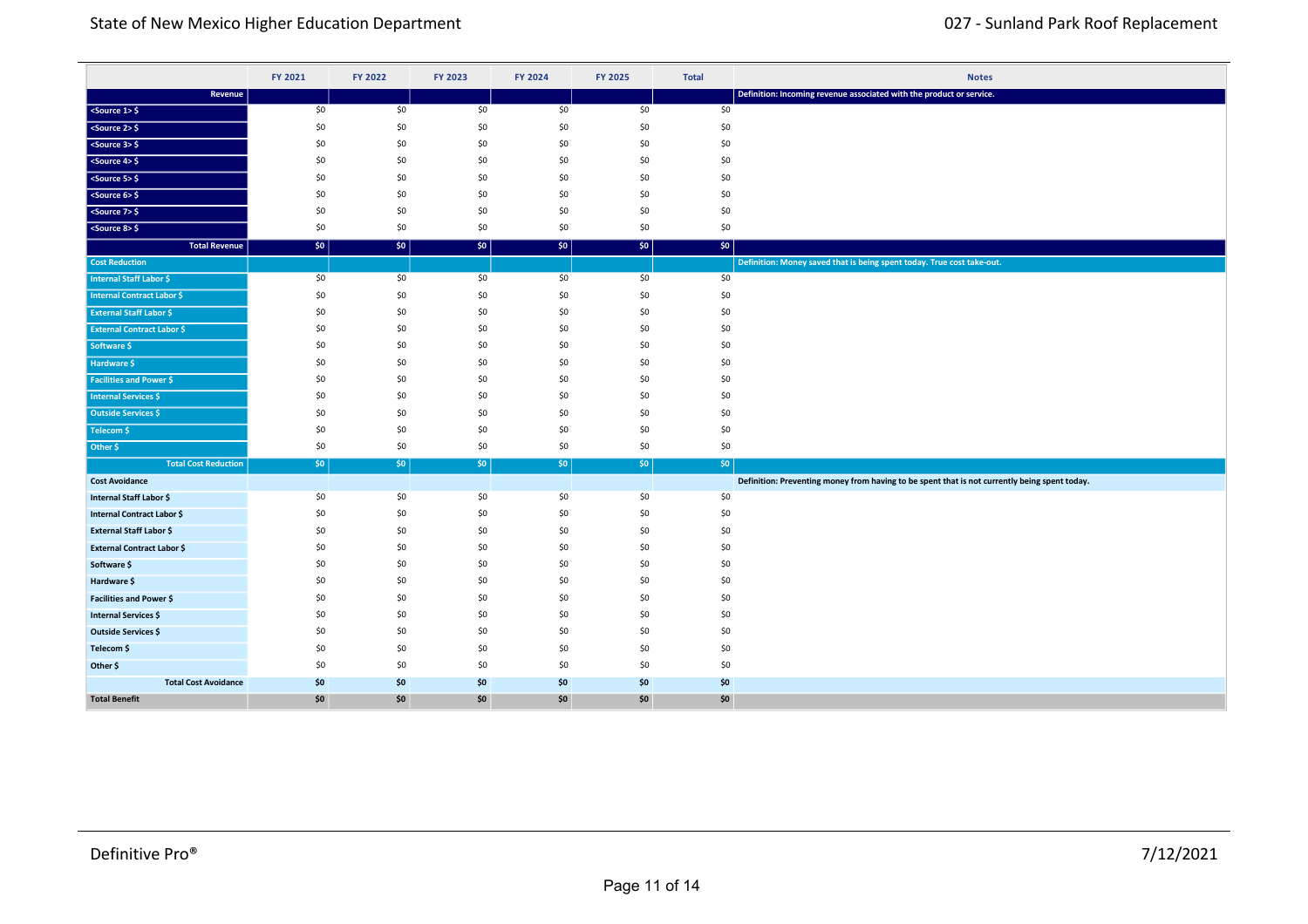| | FY 2021 | FY 2022 | FY 2023 | FY 2024 | FY 2025 | Total | Notes |
|---|---|---|---|---|---|---|---|
| **Revenue** | | | | | | | Definition: Incoming revenue associated with the product or service. |
| <Source 1> $ | $0 | $0 | $0 | $0 | $0 | $0 | |
| <Source 2> $ | $0 | $0 | $0 | $0 | $0 | $0 | |
| <Source 3> $ | $0 | $0 | $0 | $0 | $0 | $0 | |
| <Source 4> $ | $0 | $0 | $0 | $0 | $0 | $0 | |
| <Source 5> $ | $0 | $0 | $0 | $0 | $0 | $0 | |
| <Source 6> $ | $0 | $0 | $0 | $0 | $0 | $0 | |
| <Source 7> $ | $0 | $0 | $0 | $0 | $0 | $0 | |
| <Source 8> $ | $0 | $0 | $0 | $0 | $0 | $0 | |
| **Total Revenue** | **$0** | **$0** | **$0** | **$0** | **$0** | **$0** | |
| **Cost Reduction** | | | | | | | Definition: Money saved that is being spent today. True cost take-out. |
| Internal Staff Labor $ | $0 | $0 | $0 | $0 | $0 | $0 | |
| Internal Contract Labor $ | $0 | $0 | $0 | $0 | $0 | $0 | |
| External Staff Labor $ | $0 | $0 | $0 | $0 | $0 | $0 | |
| External Contract Labor $ | $0 | $0 | $0 | $0 | $0 | $0 | |
| Software $ | $0 | $0 | $0 | $0 | $0 | $0 | |
| Hardware $ | $0 | $0 | $0 | $0 | $0 | $0 | |
| Facilities and Power $ | $0 | $0 | $0 | $0 | $0 | $0 | |
| Internal Services $ | $0 | $0 | $0 | $0 | $0 | $0 | |
| Outside Services $ | $0 | $0 | $0 | $0 | $0 | $0 | |
| Telecom $ | $0 | $0 | $0 | $0 | $0 | $0 | |
| Other $ | $0 | $0 | $0 | $0 | $0 | $0 | |
| **Total Cost Reduction** | **$0** | **$0** | **$0** | **$0** | **$0** | **$0** | |
| **Cost Avoidance** | | | | | | | Definition: Preventing money from having to be spent that is not currently being spent today. |
| Internal Staff Labor $ | $0 | $0 | $0 | $0 | $0 | $0 | |
| Internal Contract Labor $ | $0 | $0 | $0 | $0 | $0 | $0 | |
| External Staff Labor $ | $0 | $0 | $0 | $0 | $0 | $0 | |
| External Contract Labor $ | $0 | $0 | $0 | $0 | $0 | $0 | |
| Software $ | $0 | $0 | $0 | $0 | $0 | $0 | |
| Hardware $ | $0 | $0 | $0 | $0 | $0 | $0 | |
| Facilities and Power $ | $0 | $0 | $0 | $0 | $0 | $0 | |
| Internal Services $ | $0 | $0 | $0 | $0 | $0 | $0 | |
| Outside Services $ | $0 | $0 | $0 | $0 | $0 | $0 | |
| Telecom $ | $0 | $0 | $0 | $0 | $0 | $0 | |
| Other $ | $0 | $0 | $0 | $0 | $0 | $0 | |
| **Total Cost Avoidance** | **$0** | **$0** | **$0** | **$0** | **$0** | **$0** | |
| **Total Benefit** | **$0** | **$0** | **$0** | **$0** | **$0** | **$0** | |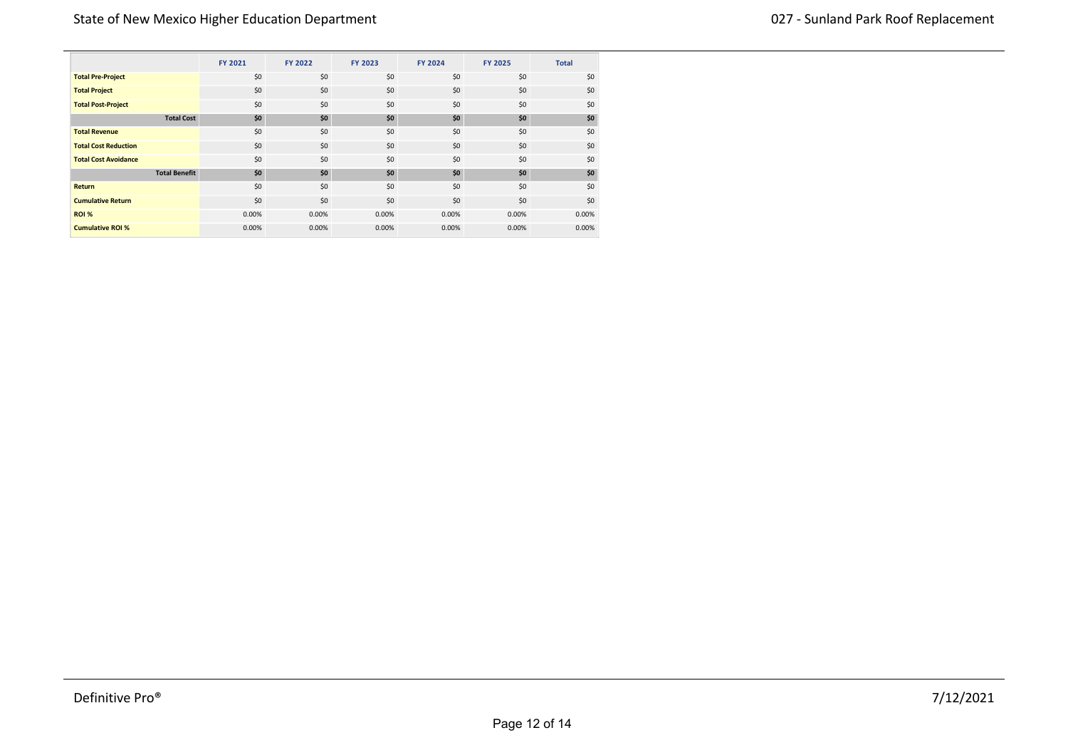| | FY 2021 | FY 2022 | FY 2023 | FY 2024 | FY 2025 | Total |
|---|---|---|---|---|---|---|
| **Total Pre-Project** | $0 | $0 | $0 | $0 | $0 | $0 |
| **Total Project** | $0 | $0 | $0 | $0 | $0 | $0 |
| **Total Post-Project** | $0 | $0 | $0 | $0 | $0 | $0 |
| **Total Cost** | **$0** | **$0** | **$0** | **$0** | **$0** | **$0** |
| **Total Revenue** | $0 | $0 | $0 | $0 | $0 | $0 |
| **Total Cost Reduction** | $0 | $0 | $0 | $0 | $0 | $0 |
| **Total Cost Avoidance** | $0 | $0 | $0 | $0 | $0 | $0 |
| **Total Benefit** | **$0** | **$0** | **$0** | **$0** | **$0** | **$0** |
| **Return** | $0 | $0 | $0 | $0 | $0 | $0 |
| **Cumulative Return** | $0 | $0 | $0 | $0 | $0 | $0 |
| **ROI %** | 0.00% | 0.00% | 0.00% | 0.00% | 0.00% | 0.00% |
| **Cumulative ROI %** | 0.00% | 0.00% | 0.00% | 0.00% | 0.00% | 0.00% |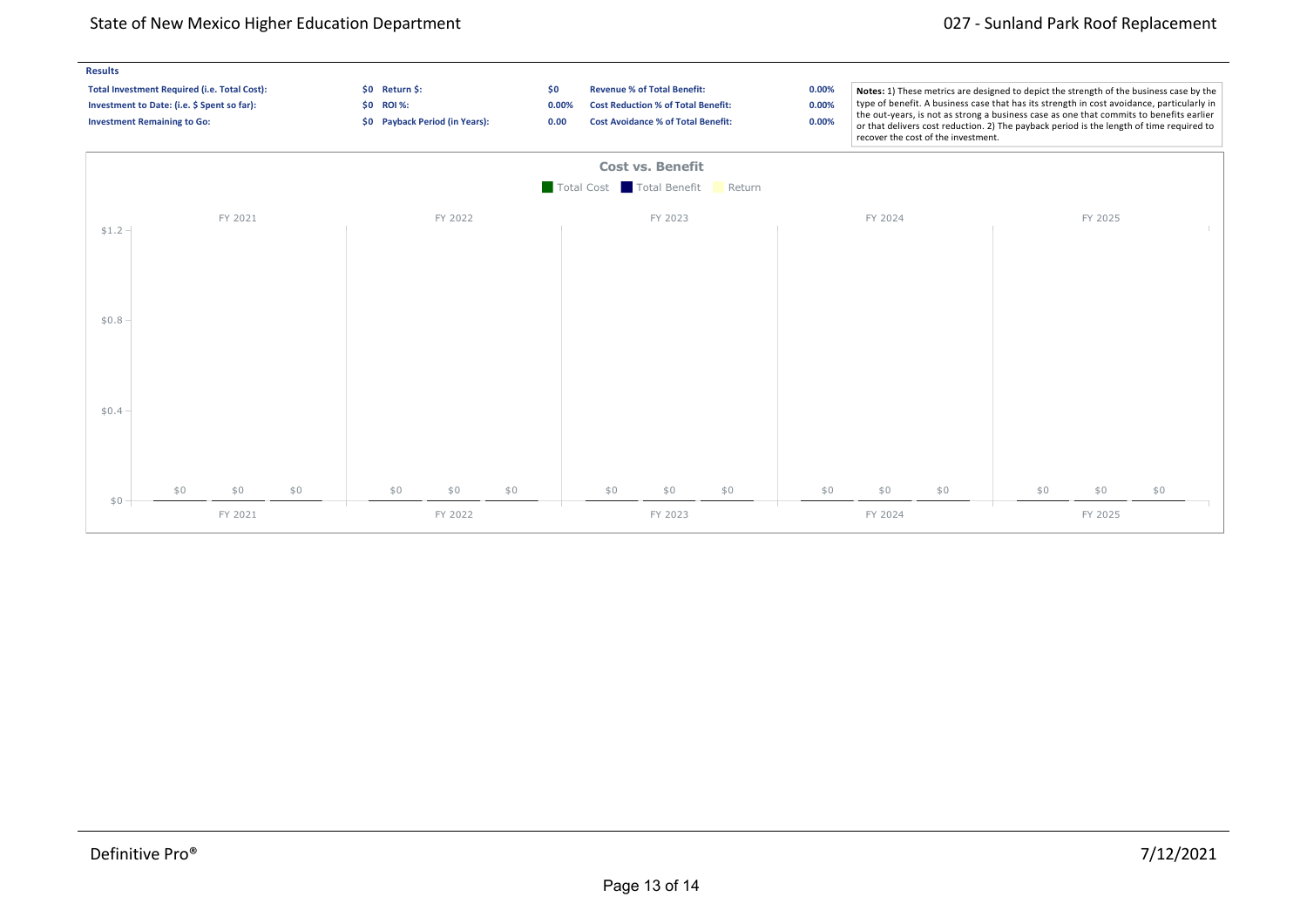## Results

| | | | | | |
|---|---|---|---|---|---|
| **Total Investment Required (i.e. Total Cost):** | **$0** | **Return $:** | **$0** | **Revenue % of Total Benefit:** | **0.00%** |
| **Investment to Date: (i.e. $ Spent so far):** | **$0** | **ROI %:** | **0.00%** | **Cost Reduction % of Total Benefit:** | **0.00%** |
| **Investment Remaining to Go:** | **$0** | **Payback Period (in Years):** | **0.00** | **Cost Avoidance % of Total Benefit:** | **0.00%** |

**Notes:** 1) These metrics are designed to depict the strength of the business case by the type of benefit. A business case that has its strength in cost avoidance, particularly in the out-years, is not as strong a business case as one that commits to benefits earlier or that delivers cost reduction. 2) The payback period is the length of time required to recover the cost of the investment.

### Cost vs. Benefit

| | Total Cost | Total Benefit | Return |
|---|---|---|---|
| FY 2021 | $0 | $0 | $0 |
| FY 2022 | $0 | $0 | $0 |
| FY 2023 | $0 | $0 | $0 |
| FY 2024 | $0 | $0 | $0 |
| FY 2025 | $0 | $0 | $0 |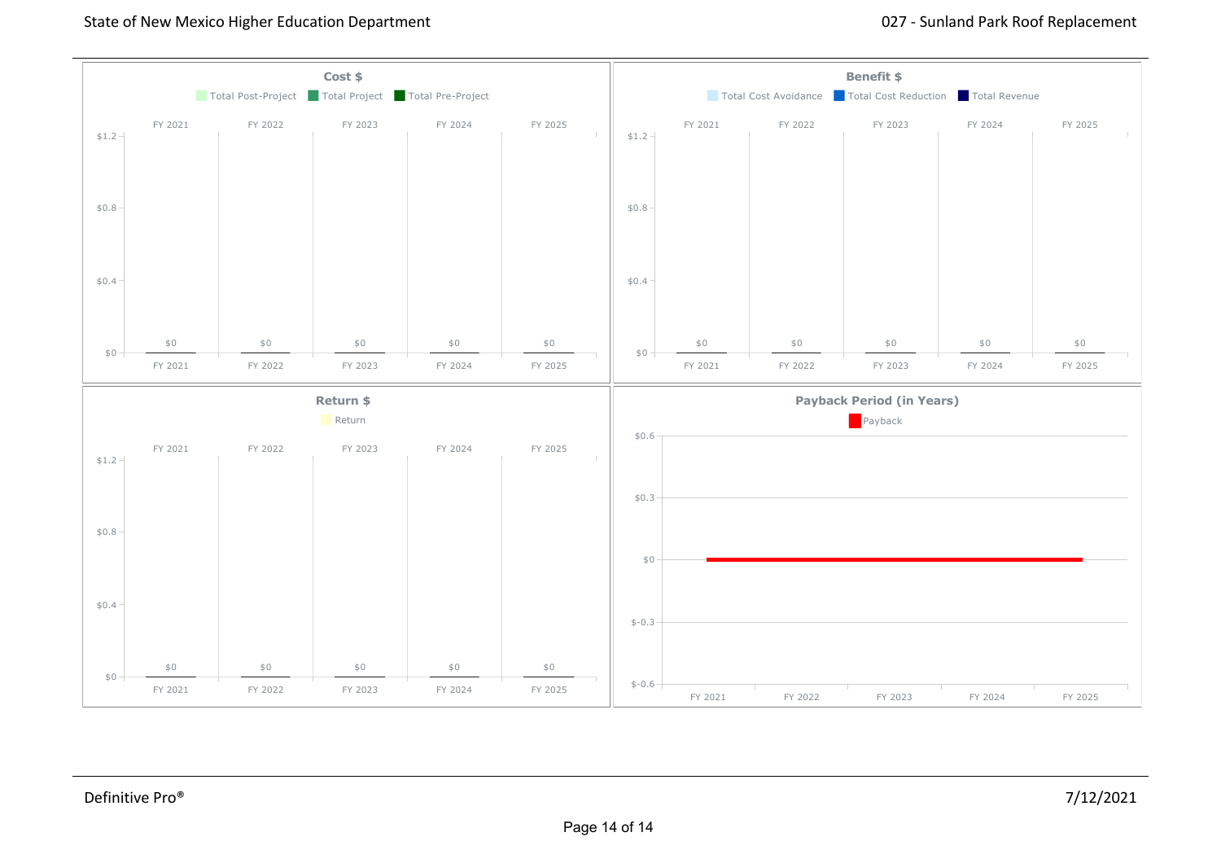Cost $

Total Post-Project
Total Project
Total Pre-Project

FY 2021
FY 2022
FY 2023
FY 2024
FY 2025

$1.2
$0.8
$0.4
$0

$0
$0
$0
$0
$0

FY 2021
FY 2022
FY 2023
FY 2024
FY 2025

Benefit $

Total Cost Avoidance
Total Cost Reduction
Total Revenue

FY 2021
FY 2022
FY 2023
FY 2024
FY 2025

$1.2
$0.8
$0.4
$0

$0
$0
$0
$0
$0

FY 2021
FY 2022
FY 2023
FY 2024
FY 2025

Return $

Return

FY 2021
FY 2022
FY 2023
FY 2024
FY 2025

$1.2
$0.8
$0.4
$0

$0
$0
$0
$0
$0

FY 2021
FY 2022
FY 2023
FY 2024
FY 2025

Payback Period (in Years)

Payback

$0.6
$0.3
$0
$-0.3
$-0.6

FY 2021
FY 2022
FY 2023
FY 2024
FY 2025